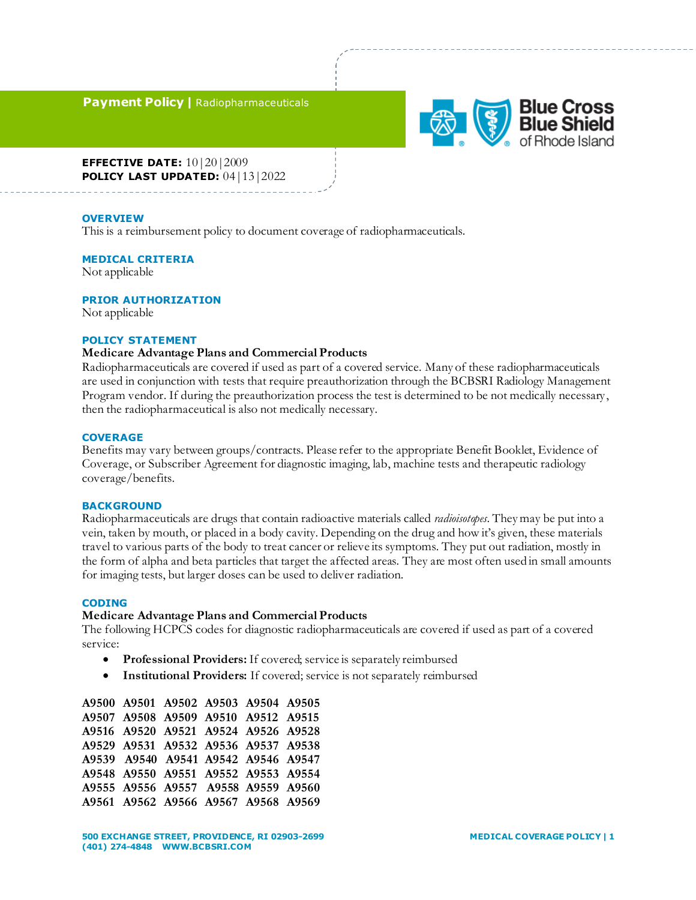# Payment Policy | Radiopharmaceuticals

**EFFECTIVE DATE:** 10|20|2009
**POLICY LAST UPDATED:** 04|13|2022

## OVERVIEW

This is a reimbursement policy to document coverage of radiopharmaceuticals.

## MEDICAL CRITERIA

Not applicable

## PRIOR AUTHORIZATION

Not applicable

## POLICY STATEMENT

**Medicare Advantage Plans and Commercial Products**

Radiopharmaceuticals are covered if used as part of a covered service. Many of these radiopharmaceuticals are used in conjunction with tests that require preauthorization through the BCBSRI Radiology Management Program vendor. If during the preauthorization process the test is determined to be not medically necessary, then the radiopharmaceutical is also not medically necessary.

## COVERAGE

Benefits may vary between groups/contracts. Please refer to the appropriate Benefit Booklet, Evidence of Coverage, or Subscriber Agreement for diagnostic imaging, lab, machine tests and therapeutic radiology coverage/benefits.

## BACKGROUND

Radiopharmaceuticals are drugs that contain radioactive materials called *radioisotopes*. They may be put into a vein, taken by mouth, or placed in a body cavity. Depending on the drug and how it's given, these materials travel to various parts of the body to treat cancer or relieve its symptoms. They put out radiation, mostly in the form of alpha and beta particles that target the affected areas. They are most often used in small amounts for imaging tests, but larger doses can be used to deliver radiation.

## CODING

**Medicare Advantage Plans and Commercial Products**

The following HCPCS codes for diagnostic radiopharmaceuticals are covered if used as part of a covered service:

- **Professional Providers:** If covered; service is separately reimbursed
- **Institutional Providers:** If covered; service is not separately reimbursed

**A9500 A9501 A9502 A9503 A9504 A9505**
**A9507 A9508 A9509 A9510 A9512 A9515**
**A9516 A9520 A9521 A9524 A9526 A9528**
**A9529 A9531 A9532 A9536 A9537 A9538**
**A9539 A9540 A9541 A9542 A9546 A9547**
**A9548 A9550 A9551 A9552 A9553 A9554**
**A9555 A9556 A9557 A9558 A9559 A9560**
**A9561 A9562 A9566 A9567 A9568 A9569**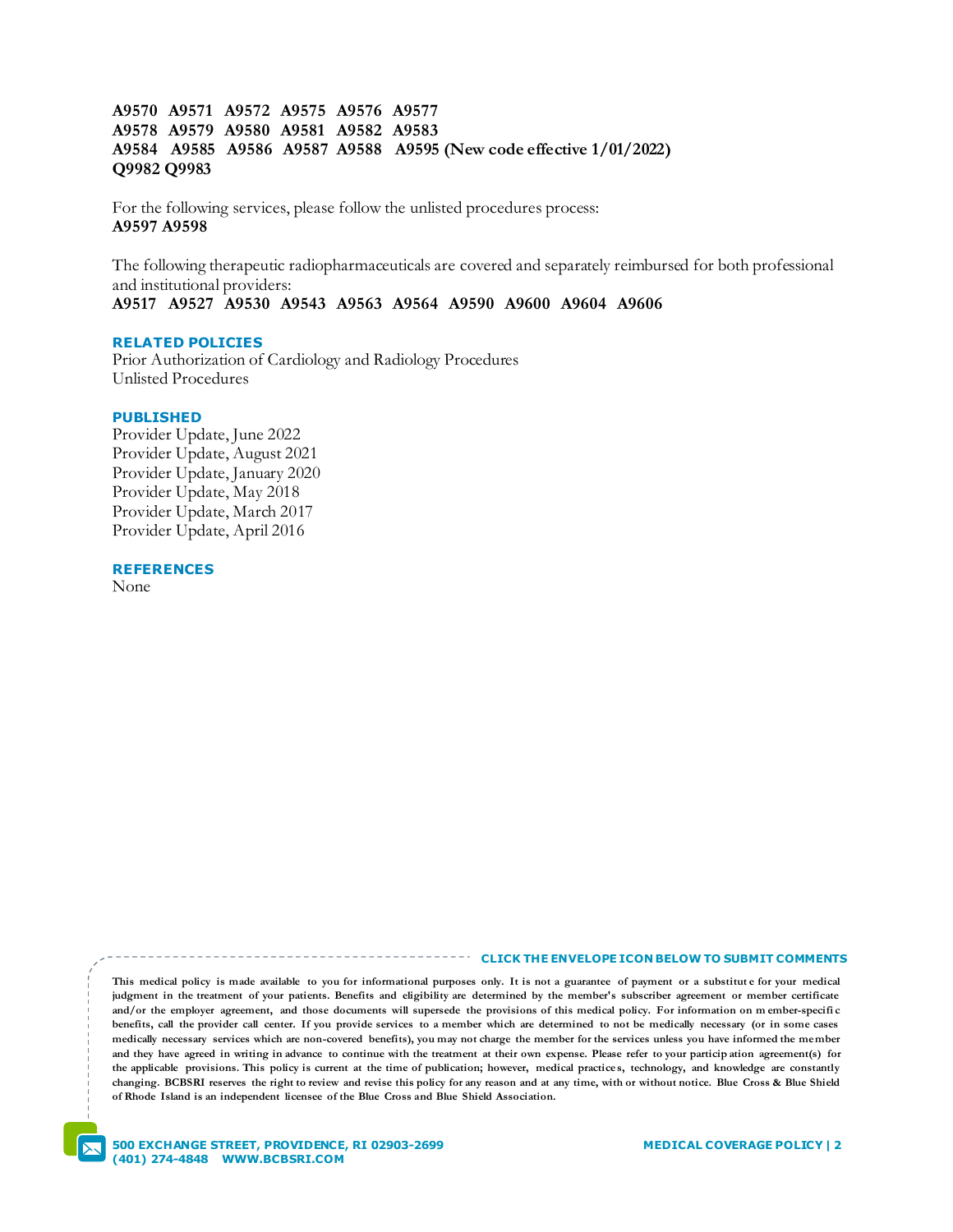**A9570 A9571 A9572 A9575 A9576 A9577**
**A9578 A9579 A9580 A9581 A9582 A9583**
**A9584 A9585 A9586 A9587 A9588 A9595 (New code effective 1/01/2022)**
**Q9982 Q9983**

For the following services, please follow the unlisted procedures process:
**A9597 A9598**

The following therapeutic radiopharmaceuticals are covered and separately reimbursed for both professional and institutional providers:
**A9517 A9527 A9530 A9543 A9563 A9564 A9590 A9600 A9604 A9606**

## RELATED POLICIES

Prior Authorization of Cardiology and Radiology Procedures
Unlisted Procedures

## PUBLISHED

Provider Update, June 2022
Provider Update, August 2021
Provider Update, January 2020
Provider Update, May 2018
Provider Update, March 2017
Provider Update, April 2016

## REFERENCES

None

CLICK THE ENVELOPE ICON BELOW TO SUBMIT COMMENTS

**This medical policy is made available to you for informational purposes only. It is not a guarantee of payment or a substitute for your medical judgment in the treatment of your patients. Benefits and eligibility are determined by the member's subscriber agreement or member certificate and/or the employer agreement, and those documents will supersede the provisions of this medical policy. For information on member-specific benefits, call the provider call center. If you provide services to a member which are determined to not be medically necessary (or in some cases medically necessary services which are non-covered benefits), you may not charge the member for the services unless you have informed the member and they have agreed in writing in advance to continue with the treatment at their own expense. Please refer to your participation agreement(s) for the applicable provisions. This policy is current at the time of publication; however, medical practices, technology, and knowledge are constantly changing. BCBSRI reserves the right to review and revise this policy for any reason and at any time, with or without notice. Blue Cross & Blue Shield of Rhode Island is an independent licensee of the Blue Cross and Blue Shield Association.**

500 EXCHANGE STREET, PROVIDENCE, RI 02903-2699
(401) 274-4848 WWW.BCBSRI.COM